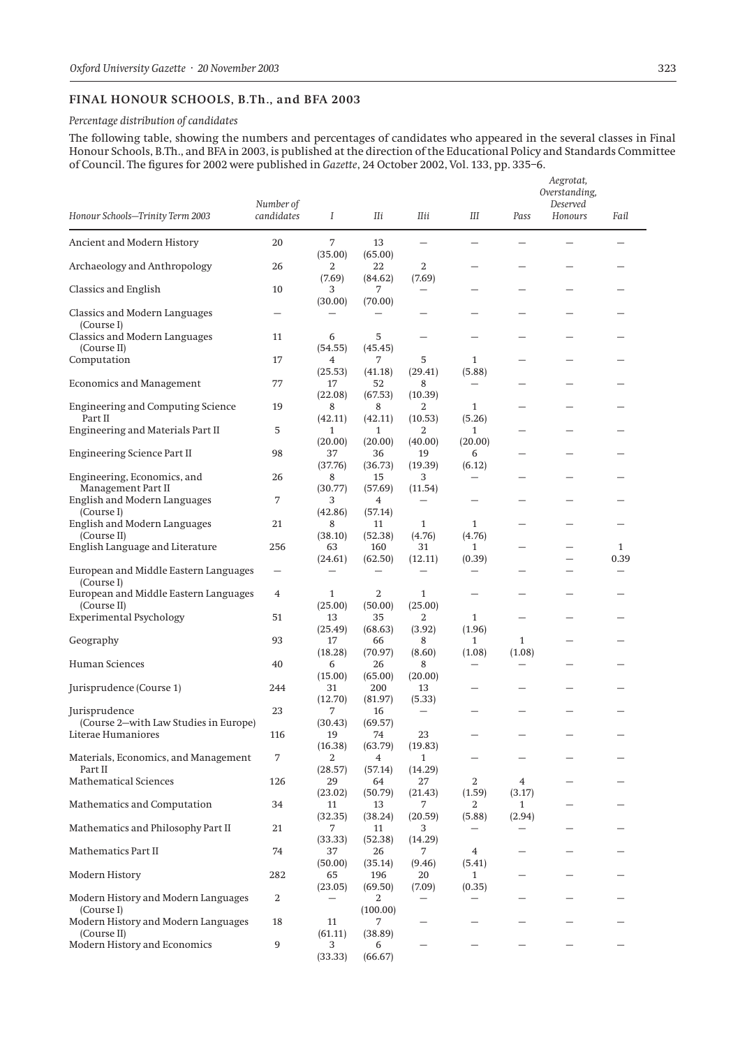## FINAL HONOUR SCHOOLS, B.Th., and BFA 2003

*Percentage distribution of candidates*

The following table, showing the numbers and percentages of candidates who appeared in the several classes in Final Honour Schools, B.Th., and BFA in 2003, is published at the direction of the Educational Policy and Standards Committee of Council. The figures for 2002 were published in *Gazette*, 24 October 2002, Vol. 133, pp. 335–6.

| *Honour Schools—Trinity Term 2003* | *Number of candidates* | *I* | *IIi* | *IIii* | *III* | *Pass* | *Aegrotat, Overstanding, Deserved Honours* | *Fail* |
|---|---|---|---|---|---|---|---|---|
| Ancient and Modern History | 20 | 7 (35.00) | 13 (65.00) | — | — | — | — | — |
| Archaeology and Anthropology | 26 | 2 (7.69) | 22 (84.62) | 2 (7.69) | — | — | — | — |
| Classics and English | 10 | 3 (30.00) | 7 (70.00) | — | — | — | — | — |
| Classics and Modern Languages (Course I) | — | — | — | — | — | — | — | — |
| Classics and Modern Languages (Course II) | 11 | 6 (54.55) | 5 (45.45) | — | — | — | — | — |
| Computation | 17 | 4 (25.53) | 7 (41.18) | 5 (29.41) | 1 (5.88) | — | — | — |
| Economics and Management | 77 | 17 (22.08) | 52 (67.53) | 8 (10.39) | — | — | — | — |
| Engineering and Computing Science Part II | 19 | 8 (42.11) | 8 (42.11) | 2 (10.53) | 1 (5.26) | — | — | — |
| Engineering and Materials Part II | 5 | 1 (20.00) | 1 (20.00) | 2 (40.00) | 1 (20.00) | — | — | — |
| Engineering Science Part II | 98 | 37 (37.76) | 36 (36.73) | 19 (19.39) | 6 (6.12) | — | — | — |
| Engineering, Economics, and Management Part II | 26 | 8 (30.77) | 15 (57.69) | 3 (11.54) | — | — | — | — |
| English and Modern Languages (Course I) | 7 | 3 (42.86) | 4 (57.14) | — | — | — | — | — |
| English and Modern Languages (Course II) | 21 | 8 (38.10) | 11 (52.38) | 1 (4.76) | 1 (4.76) | — | — | — |
| English Language and Literature | 256 | 63 (24.61) | 160 (62.50) | 31 (12.11) | 1 (0.39) | — | — | 1 0.39 |
| European and Middle Eastern Languages (Course I) | — | — | — | — | — | — | — | — |
| European and Middle Eastern Languages (Course II) | 4 | 1 (25.00) | 2 (50.00) | 1 (25.00) | — | — | — | — |
| Experimental Psychology | 51 | 13 (25.49) | 35 (68.63) | 2 (3.92) | 1 (1.96) | — | — | — |
| Geography | 93 | 17 (18.28) | 66 (70.97) | 8 (8.60) | 1 (1.08) | 1 (1.08) | — | — |
| Human Sciences | 40 | 6 (15.00) | 26 (65.00) | 8 (20.00) | — | — | — | — |
| Jurisprudence (Course 1) | 244 | 31 (12.70) | 200 (81.97) | 13 (5.33) | — | — | — | — |
| Jurisprudence (Course 2—with Law Studies in Europe) | 23 | 7 (30.43) | 16 (69.57) | — | — | — | — | — |
| Literae Humaniores | 116 | 19 (16.38) | 74 (63.79) | 23 (19.83) | — | — | — | — |
| Materials, Economics, and Management Part II | 7 | 2 (28.57) | 4 (57.14) | 1 (14.29) | — | — | — | — |
| Mathematical Sciences | 126 | 29 (23.02) | 64 (50.79) | 27 (21.43) | 2 (1.59) | 4 (3.17) | — | — |
| Mathematics and Computation | 34 | 11 (32.35) | 13 (38.24) | 7 (20.59) | 2 (5.88) | 1 (2.94) | — | — |
| Mathematics and Philosophy Part II | 21 | 7 (33.33) | 11 (52.38) | 3 (14.29) | — | — | — | — |
| Mathematics Part II | 74 | 37 (50.00) | 26 (35.14) | 7 (9.46) | 4 (5.41) | — | — | — |
| Modern History | 282 | 65 (23.05) | 196 (69.50) | 20 (7.09) | 1 (0.35) | — | — | — |
| Modern History and Modern Languages (Course I) | 2 | — | 2 (100.00) | — | — | — | — | — |
| Modern History and Modern Languages (Course II) | 18 | 11 (61.11) | 7 (38.89) | — | — | — | — | — |
| Modern History and Economics | 9 | 3 (33.33) | 6 (66.67) | — | — | — | — | — |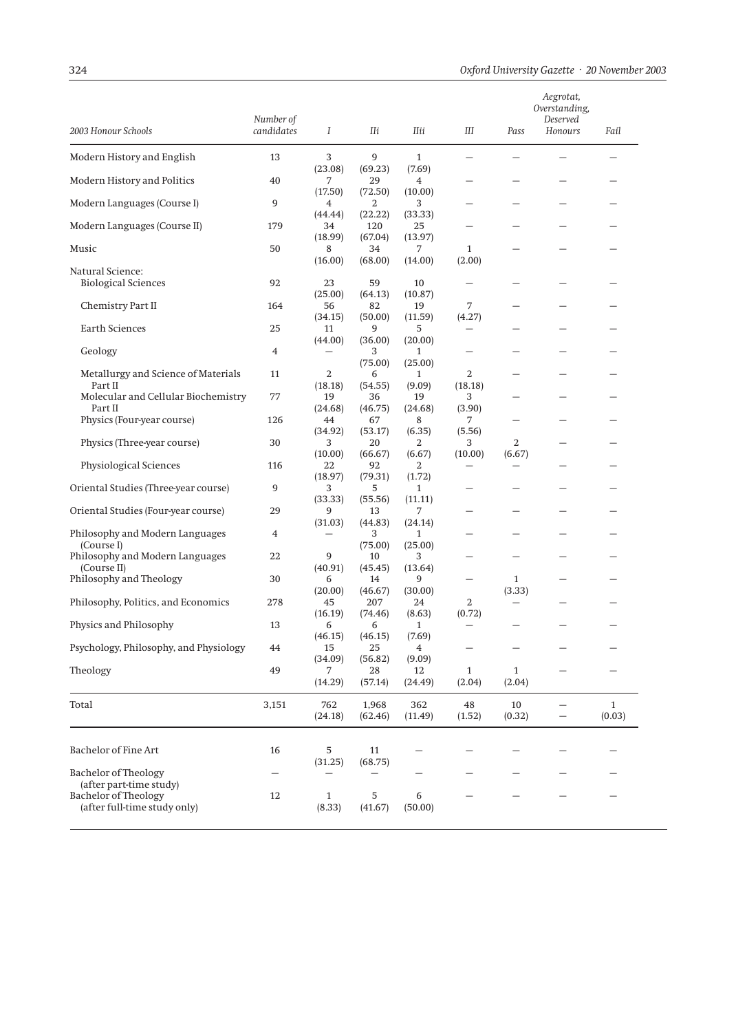| 2003 Honour Schools | Number of candidates | I | IIi | IIii | III | Pass | Aegrotat, Overstanding, Deserved Honours | Fail |
|---|---|---|---|---|---|---|---|---|
| Modern History and English | 13 | 3 (23.08) | 9 (69.23) | 1 (7.69) | — | — | — | — |
| Modern History and Politics | 40 | 7 (17.50) | 29 (72.50) | 4 (10.00) | — | — | — | — |
| Modern Languages (Course I) | 9 | 4 (44.44) | 2 (22.22) | 3 (33.33) | — | — | — | — |
| Modern Languages (Course II) | 179 | 34 (18.99) | 120 (67.04) | 25 (13.97) | — | — | — | — |
| Music | 50 | 8 (16.00) | 34 (68.00) | 7 (14.00) | 1 (2.00) | — | — | — |
| Natural Science: | | | | | | | | |
| Biological Sciences | 92 | 23 (25.00) | 59 (64.13) | 10 (10.87) | — | — | — | — |
| Chemistry Part II | 164 | 56 (34.15) | 82 (50.00) | 19 (11.59) | 7 (4.27) | — | — | — |
| Earth Sciences | 25 | 11 (44.00) | 9 (36.00) | 5 (20.00) | — | — | — | — |
| Geology | 4 | — | 3 (75.00) | 1 (25.00) | — | — | — | — |
| Metallurgy and Science of Materials Part II | 11 | 2 (18.18) | 6 (54.55) | 1 (9.09) | 2 (18.18) | — | — | — |
| Molecular and Cellular Biochemistry Part II | 77 | 19 (24.68) | 36 (46.75) | 19 (24.68) | 3 (3.90) | — | — | — |
| Physics (Four-year course) | 126 | 44 (34.92) | 67 (53.17) | 8 (6.35) | 7 (5.56) | — | — | — |
| Physics (Three-year course) | 30 | 3 (10.00) | 20 (66.67) | 2 (6.67) | 3 (10.00) | 2 (6.67) | — | — |
| Physiological Sciences | 116 | 22 (18.97) | 92 (79.31) | 2 (1.72) | — | — | — | — |
| Oriental Studies (Three-year course) | 9 | 3 (33.33) | 5 (55.56) | 1 (11.11) | — | — | — | — |
| Oriental Studies (Four-year course) | 29 | 9 (31.03) | 13 (44.83) | 7 (24.14) | — | — | — | — |
| Philosophy and Modern Languages (Course I) | 4 | — | 3 (75.00) | 1 (25.00) | — | — | — | — |
| Philosophy and Modern Languages (Course II) | 22 | 9 (40.91) | 10 (45.45) | 3 (13.64) | — | — | — | — |
| Philosophy and Theology | 30 | 6 (20.00) | 14 (46.67) | 9 (30.00) | — | 1 (3.33) | — | — |
| Philosophy, Politics, and Economics | 278 | 45 (16.19) | 207 (74.46) | 24 (8.63) | 2 (0.72) | — | — | — |
| Physics and Philosophy | 13 | 6 (46.15) | 6 (46.15) | 1 (7.69) | — | — | — | — |
| Psychology, Philosophy, and Physiology | 44 | 15 (34.09) | 25 (56.82) | 4 (9.09) | — | — | — | — |
| Theology | 49 | 7 (14.29) | 28 (57.14) | 12 (24.49) | 1 (2.04) | 1 (2.04) | — | — |
| Total | 3,151 | 762 (24.18) | 1,968 (62.46) | 362 (11.49) | 48 (1.52) | 10 (0.32) | — — | 1 (0.03) |
| Bachelor of Fine Art | 16 | 5 (31.25) | 11 (68.75) | — | — | — | — | — |
| Bachelor of Theology (after part-time study) | — | — | — | — | — | — | — | — |
| Bachelor of Theology (after full-time study only) | 12 | 1 (8.33) | 5 (41.67) | 6 (50.00) | — | — | — | — |